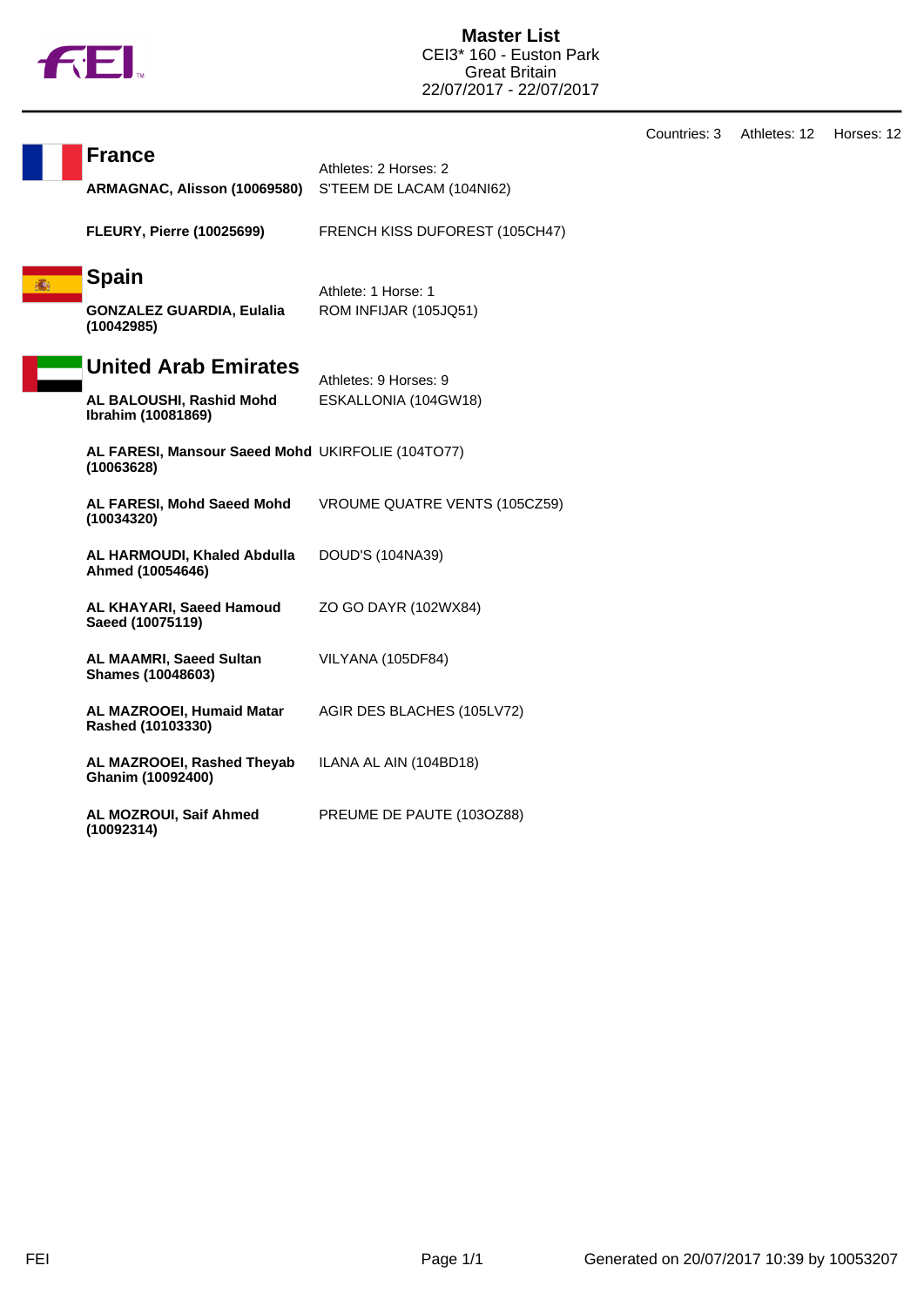# Master List

CEI3* 160 - Euston Park
Great Britain
22/07/2017 - 22/07/2017

Countries: 3 Athletes: 12 Horses: 12

## France

Athletes: 2 Horses: 2

| Athlete | Horse |
|---|---|
| **ARMAGNAC, Alisson (10069580)** | S'TEEM DE LACAM (104NI62) |
| **FLEURY, Pierre (10025699)** | FRENCH KISS DUFOREST (105CH47) |

## Spain

Athlete: 1 Horse: 1

| Athlete | Horse |
|---|---|
| **GONZALEZ GUARDIA, Eulalia (10042985)** | ROM INFIJAR (105JQ51) |

## United Arab Emirates

Athletes: 9 Horses: 9

| Athlete | Horse |
|---|---|
| **AL BALOUSHI, Rashid Mohd Ibrahim (10081869)** | ESKALLONIA (104GW18) |
| **AL FARESI, Mansour Saeed Mohd (10063628)** | UKIRFOLIE (104TO77) |
| **AL FARESI, Mohd Saeed Mohd (10034320)** | VROUME QUATRE VENTS (105CZ59) |
| **AL HARMOUDI, Khaled Abdulla Ahmed (10054646)** | DOUD'S (104NA39) |
| **AL KHAYARI, Saeed Hamoud Saeed (10075119)** | ZO GO DAYR (102WX84) |
| **AL MAAMRI, Saeed Sultan Shames (10048603)** | VILYANA (105DF84) |
| **AL MAZROOEI, Humaid Matar Rashed (10103330)** | AGIR DES BLACHES (105LV72) |
| **AL MAZROOEI, Rashed Theyab Ghanim (10092400)** | ILANA AL AIN (104BD18) |
| **AL MOZROUI, Saif Ahmed (10092314)** | PREUME DE PAUTE (103OZ88) |

FEI

Generated on 20/07/2017 10:39 by 10053207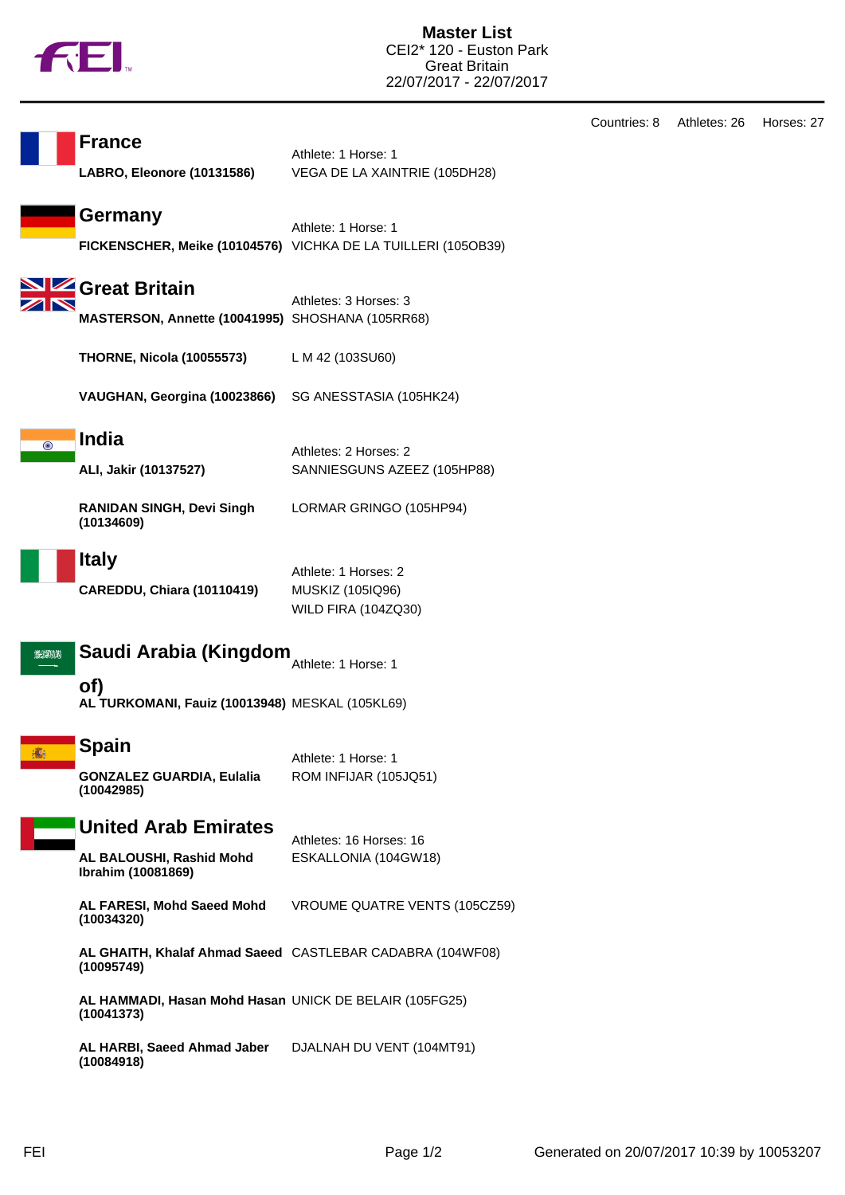# Master List

CEI2* 120 - Euston Park
Great Britain
22/07/2017 - 22/07/2017

Countries: 8 Athletes: 26 Horses: 27

## France

Athlete: 1 Horse: 1

**LABRO, Eleonore (10131586)** VEGA DE LA XAINTRIE (105DH28)

## Germany

Athlete: 1 Horse: 1

**FICKENSCHER, Meike (10104576)** VICHKA DE LA TUILLERI (105OB39)

## Great Britain

Athletes: 3 Horses: 3

**MASTERSON, Annette (10041995)** SHOSHANA (105RR68)

**THORNE, Nicola (10055573)** L M 42 (103SU60)

**VAUGHAN, Georgina (10023866)** SG ANESSTASIA (105HK24)

## India

Athletes: 2 Horses: 2

**ALI, Jakir (10137527)** SANNIESGUNS AZEEZ (105HP88)

**RANIDAN SINGH, Devi Singh (10134609)** LORMAR GRINGO (105HP94)

## Italy

Athlete: 1 Horses: 2

**CAREDDU, Chiara (10110419)** MUSKIZ (105IQ96)
WILD FIRA (104ZQ30)

## Saudi Arabia (Kingdom of)

Athlete: 1 Horse: 1

**AL TURKOMANI, Fauiz (10013948)** MESKAL (105KL69)

## Spain

Athlete: 1 Horse: 1

**GONZALEZ GUARDIA, Eulalia (10042985)** ROM INFIJAR (105JQ51)

## United Arab Emirates

Athletes: 16 Horses: 16

**AL BALOUSHI, Rashid Mohd Ibrahim (10081869)** ESKALLONIA (104GW18)

**AL FARESI, Mohd Saeed Mohd (10034320)** VROUME QUATRE VENTS (105CZ59)

**AL GHAITH, Khalaf Ahmad Saeed (10095749)** CASTLEBAR CADABRA (104WF08)

**AL HAMMADI, Hasan Mohd Hasan (10041373)** UNICK DE BELAIR (105FG25)

**AL HARBI, Saeed Ahmad Jaber (10084918)** DJALNAH DU VENT (104MT91)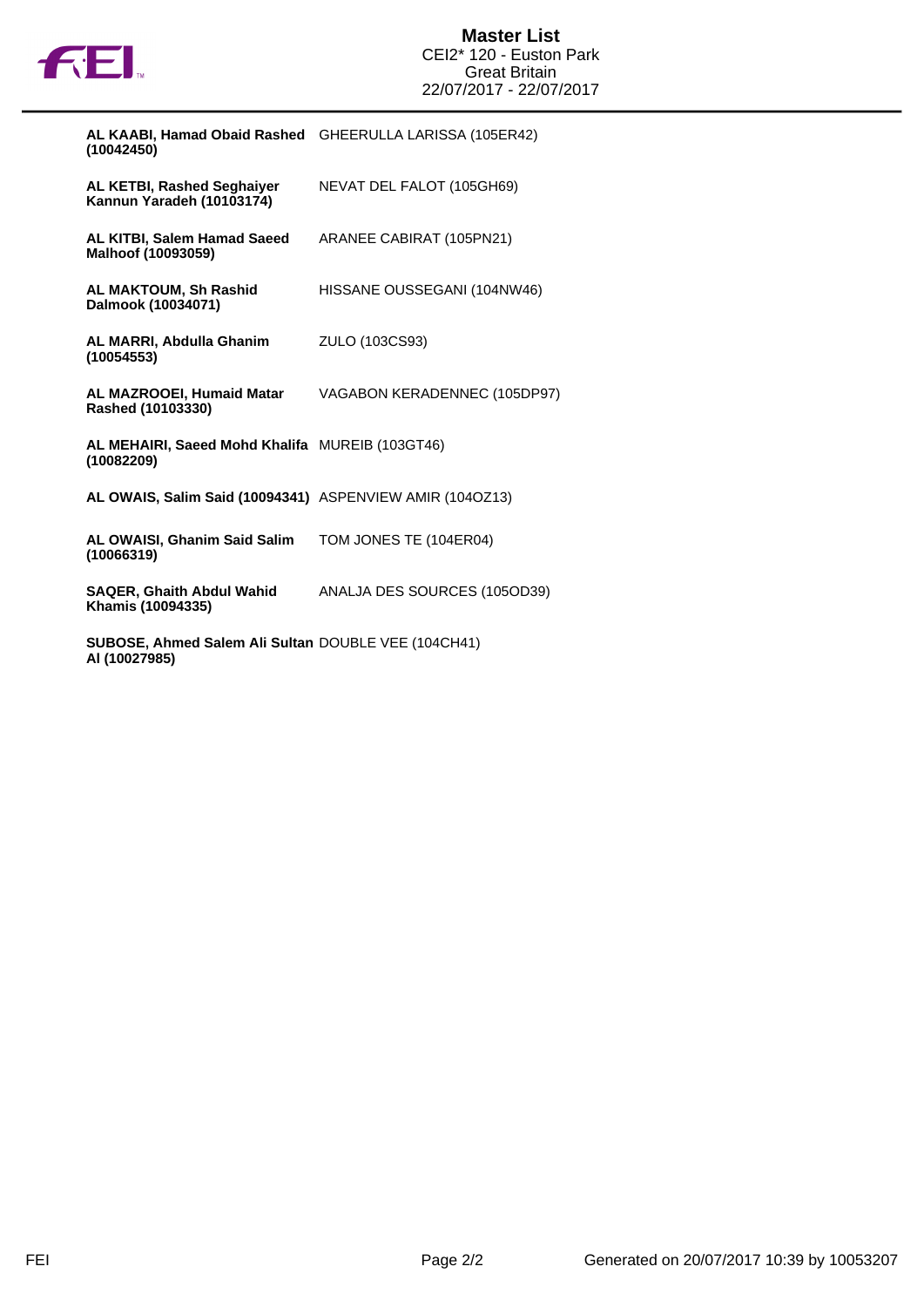**Master List**
CEI2* 120 - Euston Park
Great Britain
22/07/2017 - 22/07/2017

| Rider | Horse |
| --- | --- |
| **AL KAABI, Hamad Obaid Rashed (10042450)** | GHEERULLA LARISSA (105ER42) |
| **AL KETBI, Rashed Seghaiyer Kannun Yaradeh (10103174)** | NEVAT DEL FALOT (105GH69) |
| **AL KITBI, Salem Hamad Saeed Malhoof (10093059)** | ARANEE CABIRAT (105PN21) |
| **AL MAKTOUM, Sh Rashid Dalmook (10034071)** | HISSANE OUSSEGANI (104NW46) |
| **AL MARRI, Abdulla Ghanim (10054553)** | ZULO (103CS93) |
| **AL MAZROOEI, Humaid Matar Rashed (10103330)** | VAGABON KERADENNEC (105DP97) |
| **AL MEHAIRI, Saeed Mohd Khalifa (10082209)** | MUREIB (103GT46) |
| **AL OWAIS, Salim Said (10094341)** | ASPENVIEW AMIR (104OZ13) |
| **AL OWAISI, Ghanim Said Salim (10066319)** | TOM JONES TE (104ER04) |
| **SAQER, Ghaith Abdul Wahid Khamis (10094335)** | ANALJA DES SOURCES (105OD39) |
| **SUBOSE, Ahmed Salem Ali Sultan Al (10027985)** | DOUBLE VEE (104CH41) |

Generated on 20/07/2017 10:39 by 10053207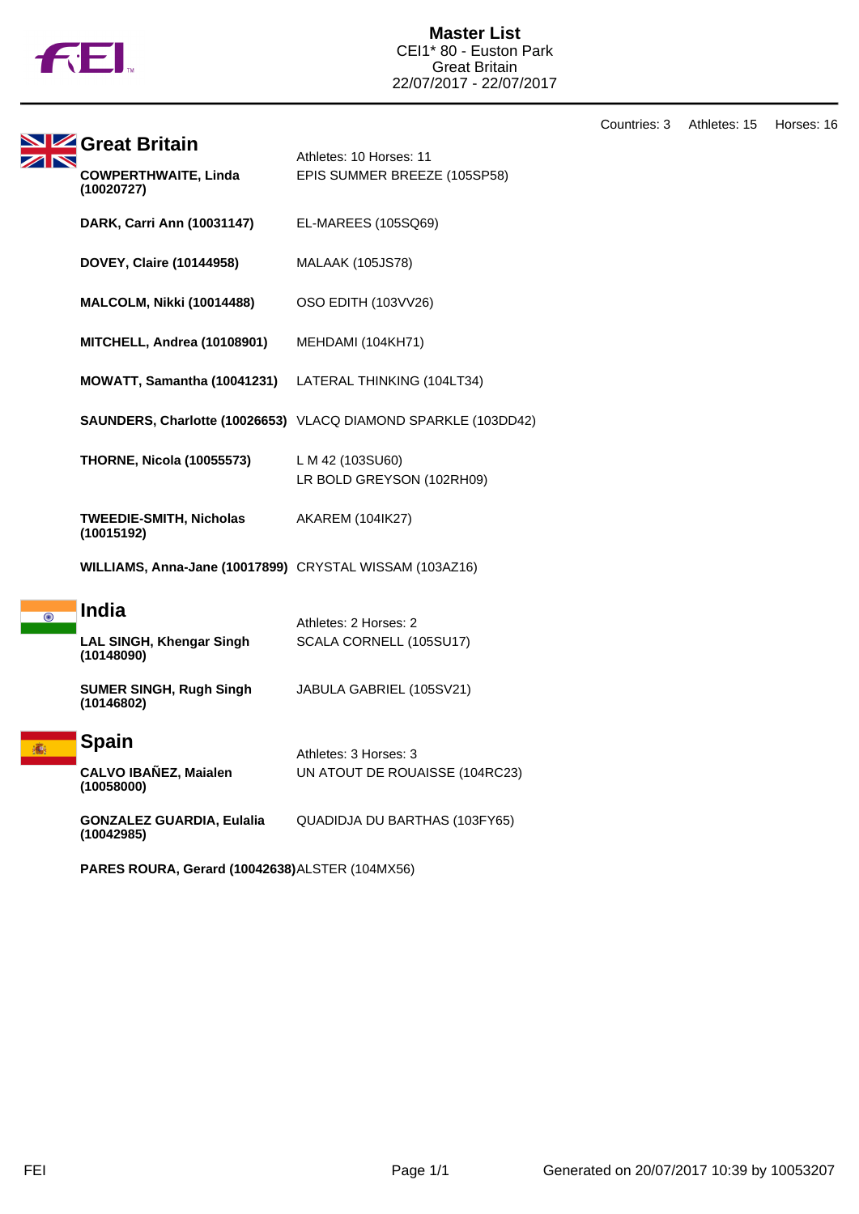# Master List

CEI1* 80 - Euston Park
Great Britain
22/07/2017 - 22/07/2017

Countries: 3 Athletes: 15 Horses: 16

## Great Britain

Athletes: 10 Horses: 11

| Athlete | Horse |
| --- | --- |
| **COWPERTHWAITE, Linda (10020727)** | EPIS SUMMER BREEZE (105SP58) |
| **DARK, Carri Ann (10031147)** | EL-MAREES (105SQ69) |
| **DOVEY, Claire (10144958)** | MALAAK (105JS78) |
| **MALCOLM, Nikki (10014488)** | OSO EDITH (103VV26) |
| **MITCHELL, Andrea (10108901)** | MEHDAMI (104KH71) |
| **MOWATT, Samantha (10041231)** | LATERAL THINKING (104LT34) |
| **SAUNDERS, Charlotte (10026653)** | VLACQ DIAMOND SPARKLE (103DD42) |
| **THORNE, Nicola (10055573)** | L M 42 (103SU60)<br>LR BOLD GREYSON (102RH09) |
| **TWEEDIE-SMITH, Nicholas (10015192)** | AKAREM (104IK27) |
| **WILLIAMS, Anna-Jane (10017899)** | CRYSTAL WISSAM (103AZ16) |

## India

Athletes: 2 Horses: 2

| Athlete | Horse |
| --- | --- |
| **LAL SINGH, Khengar Singh (10148090)** | SCALA CORNELL (105SU17) |
| **SUMER SINGH, Rugh Singh (10146802)** | JABULA GABRIEL (105SV21) |

## Spain

Athletes: 3 Horses: 3

| Athlete | Horse |
| --- | --- |
| **CALVO IBAÑEZ, Maialen (10058000)** | UN ATOUT DE ROUAISSE (104RC23) |
| **GONZALEZ GUARDIA, Eulalia (10042985)** | QUADIDJA DU BARTHAS (103FY65) |
| **PARES ROURA, Gerard (10042638)** | ALSTER (104MX56) |

Generated on 20/07/2017 10:39 by 10053207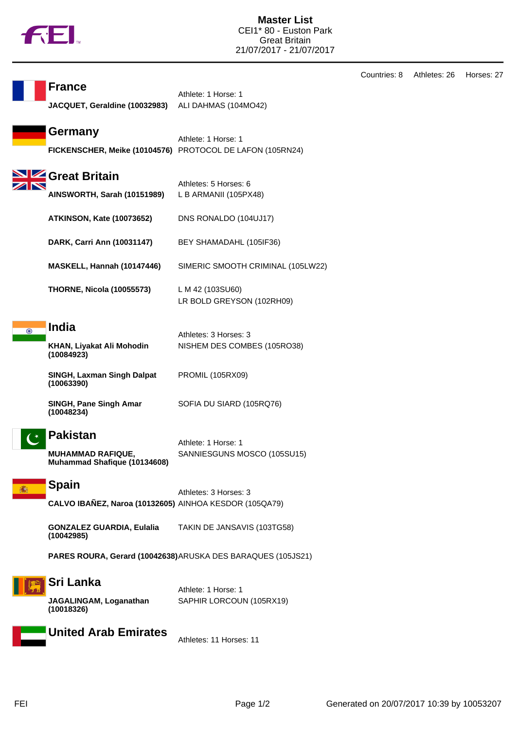# Master List

CEI1* 80 - Euston Park
Great Britain
21/07/2017 - 21/07/2017

Countries: 8 Athletes: 26 Horses: 27

## France

Athlete: 1 Horse: 1

| Athlete | Horse |
|---|---|
| **JACQUET, Geraldine (10032983)** | ALI DAHMAS (104MO42) |

## Germany

Athlete: 1 Horse: 1

| Athlete | Horse |
|---|---|
| **FICKENSCHER, Meike (10104576)** | PROTOCOL DE LAFON (105RN24) |

## Great Britain

Athletes: 5 Horses: 6

| Athlete | Horse |
|---|---|
| **AINSWORTH, Sarah (10151989)** | L B ARMANII (105PX48) |
| **ATKINSON, Kate (10073652)** | DNS RONALDO (104UJ17) |
| **DARK, Carri Ann (10031147)** | BEY SHAMADAHL (105IF36) |
| **MASKELL, Hannah (10147446)** | SIMERIC SMOOTH CRIMINAL (105LW22) |
| **THORNE, Nicola (10055573)** | L M 42 (103SU60)<br>LR BOLD GREYSON (102RH09) |

## India

Athletes: 3 Horses: 3

| Athlete | Horse |
|---|---|
| **KHAN, Liyakat Ali Mohodin (10084923)** | NISHEM DES COMBES (105RO38) |
| **SINGH, Laxman Singh Dalpat (10063390)** | PROMIL (105RX09) |
| **SINGH, Pane Singh Amar (10048234)** | SOFIA DU SIARD (105RQ76) |

## Pakistan

Athlete: 1 Horse: 1

| Athlete | Horse |
|---|---|
| **MUHAMMAD RAFIQUE, Muhammad Shafique (10134608)** | SANNIESGUNS MOSCO (105SU15) |

## Spain

Athletes: 3 Horses: 3

| Athlete | Horse |
|---|---|
| **CALVO IBAÑEZ, Naroa (10132605)** | AINHOA KESDOR (105QA79) |
| **GONZALEZ GUARDIA, Eulalia (10042985)** | TAKIN DE JANSAVIS (103TG58) |
| **PARES ROURA, Gerard (10042638)** | ARUSKA DES BARAQUES (105JS21) |

## Sri Lanka

Athlete: 1 Horse: 1

| Athlete | Horse |
|---|---|
| **JAGALINGAM, Loganathan (10018326)** | SAPHIR LORCOUN (105RX19) |

## United Arab Emirates

Athletes: 11 Horses: 11

Generated on 20/07/2017 10:39 by 10053207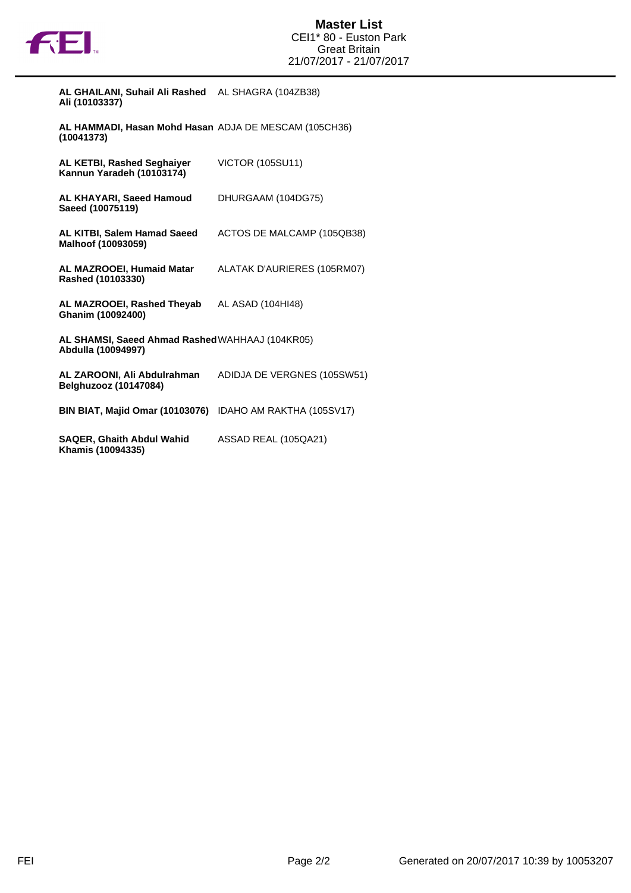**Master List**
CEI1* 80 - Euston Park
Great Britain
21/07/2017 - 21/07/2017

| | |
|---|---|
| **AL GHAILANI, Suhail Ali Rashed Ali (10103337)** | AL SHAGRA (104ZB38) |
| **AL HAMMADI, Hasan Mohd Hasan (10041373)** | ADJA DE MESCAM (105CH36) |
| **AL KETBI, Rashed Seghaiyer Kannun Yaradeh (10103174)** | VICTOR (105SU11) |
| **AL KHAYARI, Saeed Hamoud Saeed (10075119)** | DHURGAAM (104DG75) |
| **AL KITBI, Salem Hamad Saeed Malhoof (10093059)** | ACTOS DE MALCAMP (105QB38) |
| **AL MAZROOEI, Humaid Matar Rashed (10103330)** | ALATAK D'AURIERES (105RM07) |
| **AL MAZROOEI, Rashed Theyab Ghanim (10092400)** | AL ASAD (104HI48) |
| **AL SHAMSI, Saeed Ahmad Rashed Abdulla (10094997)** | WAHHAAJ (104KR05) |
| **AL ZAROONI, Ali Abdulrahman Belghuzooz (10147084)** | ADIDJA DE VERGNES (105SW51) |
| **BIN BIAT, Majid Omar (10103076)** | IDAHO AM RAKTHA (105SV17) |
| **SAQER, Ghaith Abdul Wahid Khamis (10094335)** | ASSAD REAL (105QA21) |

Generated on 20/07/2017 10:39 by 10053207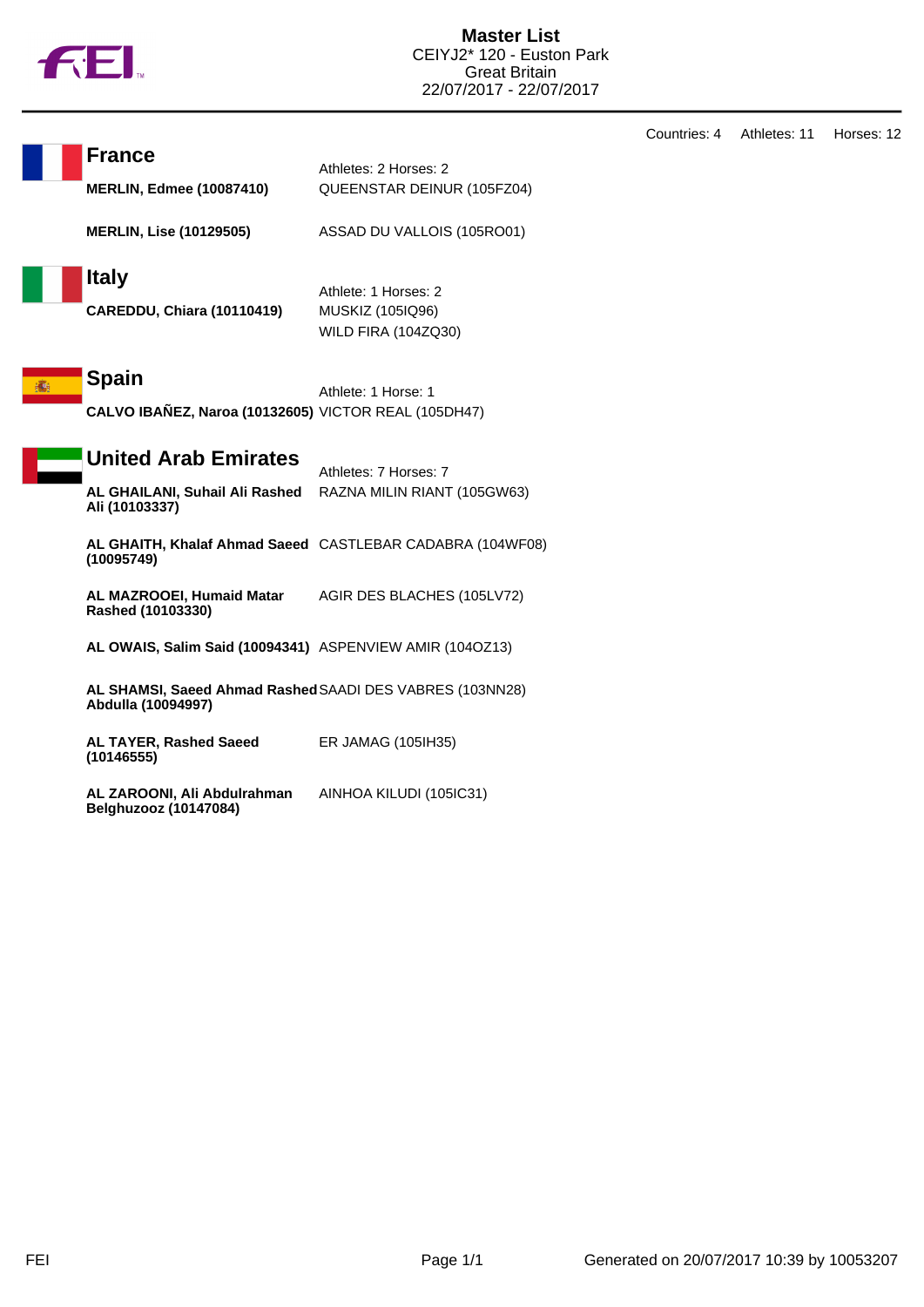# Master List

CEIYJ2* 120 - Euston Park
Great Britain
22/07/2017 - 22/07/2017

Countries: 4 Athletes: 11 Horses: 12

## France

Athletes: 2 Horses: 2

| | |
|---|---|
| **MERLIN, Edmee (10087410)** | QUEENSTAR DEINUR (105FZ04) |
| **MERLIN, Lise (10129505)** | ASSAD DU VALLOIS (105RO01) |

## Italy

Athlete: 1 Horses: 2

| | |
|---|---|
| **CAREDDU, Chiara (10110419)** | MUSKIZ (105IQ96) |
| | WILD FIRA (104ZQ30) |

## Spain

Athlete: 1 Horse: 1

| | |
|---|---|
| **CALVO IBAÑEZ, Naroa (10132605)** | VICTOR REAL (105DH47) |

## United Arab Emirates

Athletes: 7 Horses: 7

| | |
|---|---|
| **AL GHAILANI, Suhail Ali Rashed Ali (10103337)** | RAZNA MILIN RIANT (105GW63) |
| **AL GHAITH, Khalaf Ahmad Saeed (10095749)** | CASTLEBAR CADABRA (104WF08) |
| **AL MAZROOEI, Humaid Matar Rashed (10103330)** | AGIR DES BLACHES (105LV72) |
| **AL OWAIS, Salim Said (10094341)** | ASPENVIEW AMIR (104OZ13) |
| **AL SHAMSI, Saeed Ahmad Rashed Abdulla (10094997)** | SAADI DES VABRES (103NN28) |
| **AL TAYER, Rashed Saeed (10146555)** | ER JAMAG (105IH35) |
| **AL ZAROONI, Ali Abdulrahman Belghuzooz (10147084)** | AINHOA KILUDI (105IC31) |

FEI

Generated on 20/07/2017 10:39 by 10053207